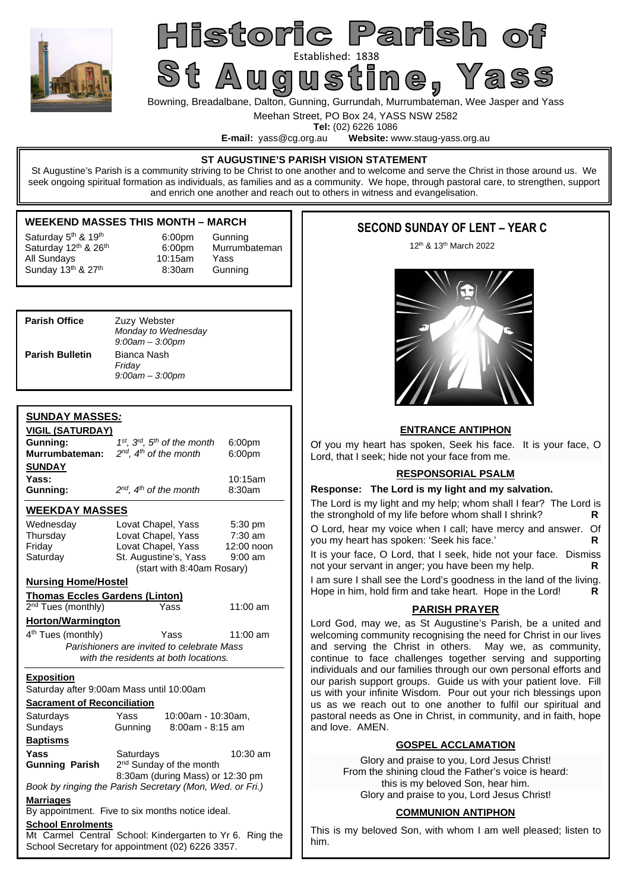# Historic Parish of St Augustine, Yass

Established: 1838

Bowning, Breadalbane, Dalton, Gunning, Gurrundah, Murrumbateman, Wee Jasper and Yass

Meehan Street, PO Box 24, YASS NSW 2582

**Tel:** (02) 6226 1086

**E-mail:** yass@cg.org.au **Website:** www.staug-yass.org.au

**ST AUGUSTINE'S PARISH VISION STATEMENT**

St Augustine's Parish is a community striving to be Christ to one another and to welcome and serve the Christ in those around us. We seek ongoing spiritual formation as individuals, as families and as a community. We hope, through pastoral care, to strengthen, support and enrich one another and reach out to others in witness and evangelisation.

## WEEKEND MASSES THIS MONTH – MARCH

| | | |
|---|---|---|
| Saturday 5th & 19th | 6:00pm | Gunning |
| Saturday 12th & 26th | 6:00pm | Murrumbateman |
| All Sundays | 10:15am | Yass |
| Sunday 13th & 27th | 8:30am | Gunning |

**Parish Office** Zuzy Webster
*Monday to Wednesday*
*9:00am – 3:00pm*

**Parish Bulletin** Bianca Nash
*Friday*
*9:00am – 3:00pm*

## SUNDAY MASSES:

**VIGIL (SATURDAY)**

| | | |
|---|---|---|
| **Gunning:** | *1st, 3rd, 5th of the month* | 6:00pm |
| **Murrumbateman:** | *2nd, 4th of the month* | 6:00pm |

**SUNDAY**

| | | |
|---|---|---|
| **Yass:** | | 10:15am |
| **Gunning:** | *2nd, 4th of the month* | 8:30am |

## WEEKDAY MASSES

| | | |
|---|---|---|
| Wednesday | Lovat Chapel, Yass | 5:30 pm |
| Thursday | Lovat Chapel, Yass | 7:30 am |
| Friday | Lovat Chapel, Yass | 12:00 noon |
| Saturday | St. Augustine's, Yass | 9:00 am |

(start with 8:40am Rosary)

**Nursing Home/Hostel**

**Thomas Eccles Gardens (Linton)**

2nd Tues (monthly) Yass 11:00 am

**Horton/Warmington**

4th Tues (monthly) Yass 11:00 am

*Parishioners are invited to celebrate Mass with the residents at both locations.*

**Exposition**

Saturday after 9:00am Mass until 10:00am

**Sacrament of Reconciliation**

| | | |
|---|---|---|
| Saturdays | Yass | 10:00am - 10:30am, |
| Sundays | Gunning | 8:00am - 8:15 am |

**Baptisms**

**Yass** Saturdays 10:30 am

**Gunning Parish** 2nd Sunday of the month 8:30am (during Mass) or 12:30 pm

*Book by ringing the Parish Secretary (Mon, Wed. or Fri.)*

**Marriages**

By appointment. Five to six months notice ideal.

**School Enrolments**

Mt Carmel Central School: Kindergarten to Yr 6. Ring the School Secretary for appointment (02) 6226 3357.

## SECOND SUNDAY OF LENT – YEAR C

12th & 13th March 2022

### ENTRANCE ANTIPHON

Of you my heart has spoken, Seek his face. It is your face, O Lord, that I seek; hide not your face from me.

### RESPONSORIAL PSALM

**Response: The Lord is my light and my salvation.**

The Lord is my light and my help; whom shall I fear? The Lord is the stronghold of my life before whom shall I shrink? **R**

O Lord, hear my voice when I call; have mercy and answer. Of you my heart has spoken: 'Seek his face.' **R**

It is your face, O Lord, that I seek, hide not your face. Dismiss not your servant in anger; you have been my help. **R**

I am sure I shall see the Lord's goodness in the land of the living. Hope in him, hold firm and take heart. Hope in the Lord! **R**

### PARISH PRAYER

Lord God, may we, as St Augustine's Parish, be a united and welcoming community recognising the need for Christ in our lives and serving the Christ in others. May we, as community, continue to face challenges together serving and supporting individuals and our families through our own personal efforts and our parish support groups. Guide us with your patient love. Fill us with your infinite Wisdom. Pour out your rich blessings upon us as we reach out to one another to fulfil our spiritual and pastoral needs as One in Christ, in community, and in faith, hope and love. AMEN.

### GOSPEL ACCLAMATION

Glory and praise to you, Lord Jesus Christ!
From the shining cloud the Father's voice is heard:
this is my beloved Son, hear him.
Glory and praise to you, Lord Jesus Christ!

### COMMUNION ANTIPHON

This is my beloved Son, with whom I am well pleased; listen to him.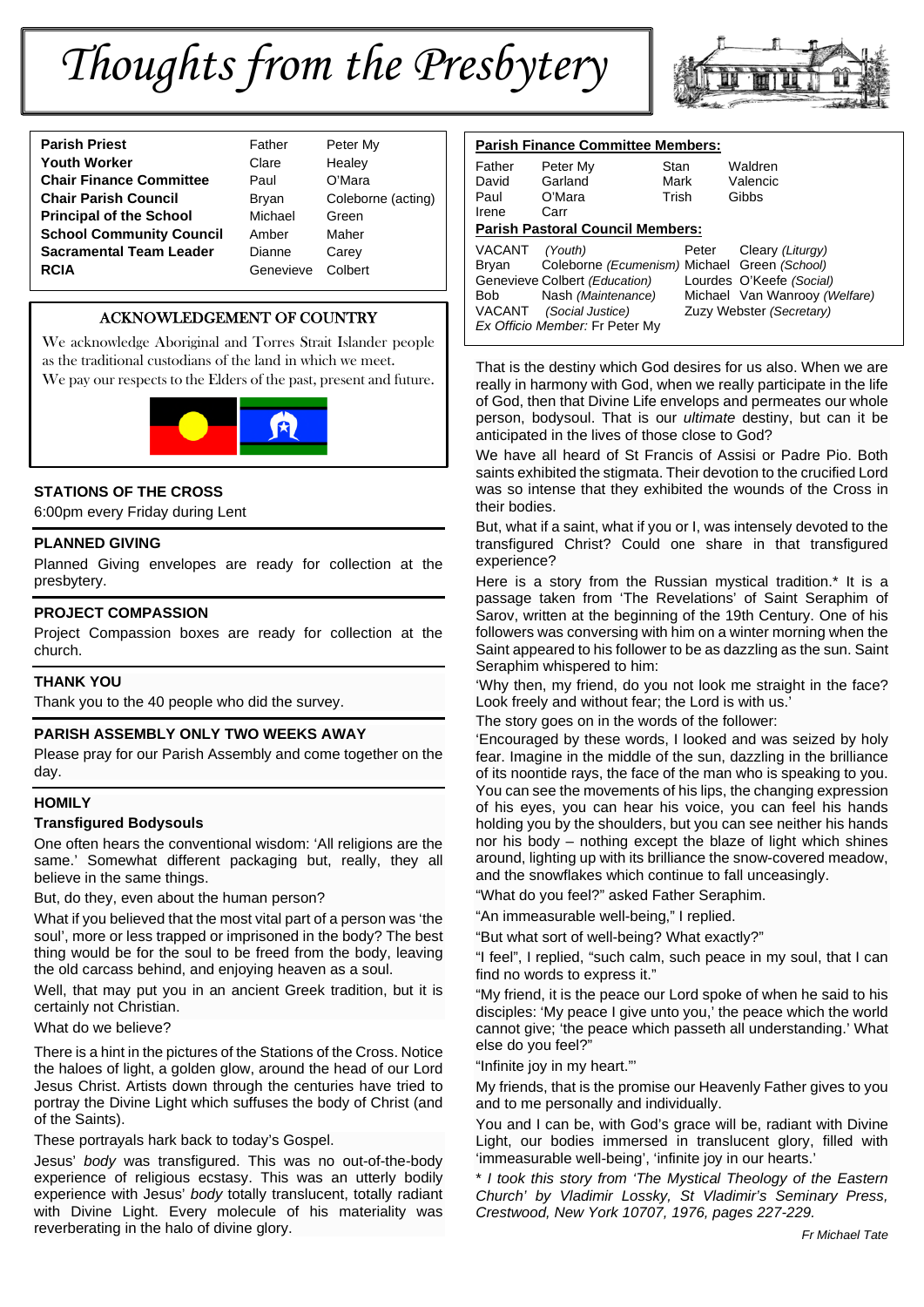# Thoughts from the Presbytery

| | | |
|---|---|---|
| **Parish Priest** | Father | Peter My |
| **Youth Worker** | Clare | Healey |
| **Chair Finance Committee** | Paul | O'Mara |
| **Chair Parish Council** | Bryan | Coleborne (acting) |
| **Principal of the School** | Michael | Green |
| **School Community Council** | Amber | Maher |
| **Sacramental Team Leader** | Dianne | Carey |
| **RCIA** | Genevieve | Colbert |

## ACKNOWLEDGEMENT OF COUNTRY

We acknowledge Aboriginal and Torres Strait Islander people as the traditional custodians of the land in which we meet.
We pay our respects to the Elders of the past, present and future.

### STATIONS OF THE CROSS

6:00pm every Friday during Lent

### PLANNED GIVING

Planned Giving envelopes are ready for collection at the presbytery.

### PROJECT COMPASSION

Project Compassion boxes are ready for collection at the church.

### THANK YOU

Thank you to the 40 people who did the survey.

### PARISH ASSEMBLY ONLY TWO WEEKS AWAY

Please pray for our Parish Assembly and come together on the day.

### HOMILY

**Transfigured Bodysouls**

One often hears the conventional wisdom: 'All religions are the same.' Somewhat different packaging but, really, they all believe in the same things.

But, do they, even about the human person?

What if you believed that the most vital part of a person was 'the soul', more or less trapped or imprisoned in the body? The best thing would be for the soul to be freed from the body, leaving the old carcass behind, and enjoying heaven as a soul.

Well, that may put you in an ancient Greek tradition, but it is certainly not Christian.

What do we believe?

There is a hint in the pictures of the Stations of the Cross. Notice the haloes of light, a golden glow, around the head of our Lord Jesus Christ. Artists down through the centuries have tried to portray the Divine Light which suffuses the body of Christ (and of the Saints).

These portrayals hark back to today's Gospel.

Jesus' *body* was transfigured. This was no out-of-the-body experience of religious ecstasy. This was an utterly bodily experience with Jesus' *body* totally translucent, totally radiant with Divine Light. Every molecule of his materiality was reverberating in the halo of divine glory.

**Parish Finance Committee Members:**

| | | | |
|---|---|---|---|
| Father | Peter My | Stan | Waldren |
| David | Garland | Mark | Valencic |
| Paul | O'Mara | Trish | Gibbs |
| Irene | Carr | | |

**Parish Pastoral Council Members:**

| | | | |
|---|---|---|---|
| VACANT | *(Youth)* | Peter | Cleary *(Liturgy)* |
| Bryan | Coleborne *(Ecumenism)* | Michael | Green *(School)* |
| Genevieve | Colbert *(Education)* | Lourdes | O'Keefe *(Social)* |
| Bob | Nash *(Maintenance)* | Michael | Van Wanrooy *(Welfare)* |
| VACANT | *(Social Justice)* | Zuzy | Webster *(Secretary)* |

*Ex Officio Member:* Fr Peter My

That is the destiny which God desires for us also. When we are really in harmony with God, when we really participate in the life of God, then that Divine Life envelops and permeates our whole person, bodysoul. That is our *ultimate* destiny, but can it be anticipated in the lives of those close to God?

We have all heard of St Francis of Assisi or Padre Pio. Both saints exhibited the stigmata. Their devotion to the crucified Lord was so intense that they exhibited the wounds of the Cross in their bodies.

But, what if a saint, what if you or I, was intensely devoted to the transfigured Christ? Could one share in that transfigured experience?

Here is a story from the Russian mystical tradition.* It is a passage taken from 'The Revelations' of Saint Seraphim of Sarov, written at the beginning of the 19th Century. One of his followers was conversing with him on a winter morning when the Saint appeared to his follower to be as dazzling as the sun. Saint Seraphim whispered to him:

'Why then, my friend, do you not look me straight in the face? Look freely and without fear; the Lord is with us.'

The story goes on in the words of the follower:

'Encouraged by these words, I looked and was seized by holy fear. Imagine in the middle of the sun, dazzling in the brilliance of its noontide rays, the face of the man who is speaking to you. You can see the movements of his lips, the changing expression of his eyes, you can hear his voice, you can feel his hands holding you by the shoulders, but you can see neither his hands nor his body – nothing except the blaze of light which shines around, lighting up with its brilliance the snow-covered meadow, and the snowflakes which continue to fall unceasingly.

"What do you feel?" asked Father Seraphim.

"An immeasurable well-being," I replied.

"But what sort of well-being? What exactly?"

"I feel", I replied, "such calm, such peace in my soul, that I can find no words to express it."

"My friend, it is the peace our Lord spoke of when he said to his disciples: 'My peace I give unto you,' the peace which the world cannot give; 'the peace which passeth all understanding.' What else do you feel?"

"Infinite joy in my heart."'

My friends, that is the promise our Heavenly Father gives to you and to me personally and individually.

You and I can be, with God's grace will be, radiant with Divine Light, our bodies immersed in translucent glory, filled with 'immeasurable well-being', 'infinite joy in our hearts.'

*\* I took this story from 'The Mystical Theology of the Eastern Church' by Vladimir Lossky, St Vladimir's Seminary Press, Crestwood, New York 10707, 1976, pages 227-229.*

*Fr Michael Tate*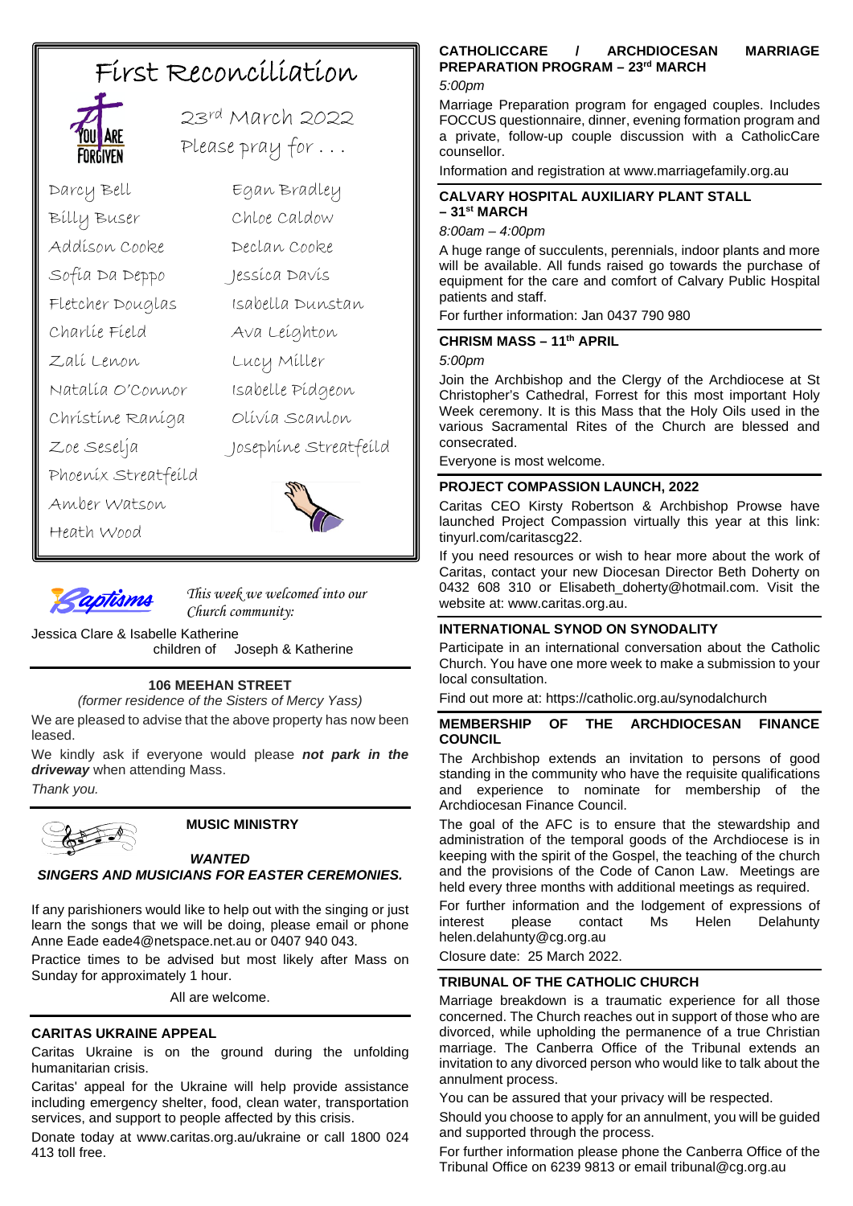# First Reconciliation

23rd March 2022

Please pray for . . .

Darcy Bell
Egan Bradley
Billy Buser
Chloe Caldow
Addison Cooke
Declan Cooke
Sofia Da Deppo
Jessica Davis
Fletcher Douglas
Isabella Dunstan
Charlie Field
Ava Leighton
Zali Lenon
Lucy Miller
Natalia O'Connor
Isabelle Pidgeon
Christine Raniga
Olivia Scanlon
Zoe Seselja
Josephine Streatfeild
Phoenix Streatfeild
Amber Watson
Heath Wood

## Baptisms

*This week we welcomed into our Church community:*

Jessica Clare & Isabelle Katherine
children of Joseph & Katherine

### 106 MEEHAN STREET

*(former residence of the Sisters of Mercy Yass)*

We are pleased to advise that the above property has now been leased.

We kindly ask if everyone would please ***not park in the driveway*** when attending Mass.

*Thank you.*

### MUSIC MINISTRY

***WANTED***

***SINGERS AND MUSICIANS FOR EASTER CEREMONIES.***

If any parishioners would like to help out with the singing or just learn the songs that we will be doing, please email or phone Anne Eade eade4@netspace.net.au or 0407 940 043.

Practice times to be advised but most likely after Mass on Sunday for approximately 1 hour.

All are welcome.

### CARITAS UKRAINE APPEAL

Caritas Ukraine is on the ground during the unfolding humanitarian crisis.

Caritas' appeal for the Ukraine will help provide assistance including emergency shelter, food, clean water, transportation services, and support to people affected by this crisis.

Donate today at www.caritas.org.au/ukraine or call 1800 024 413 toll free.

### CATHOLICCARE / ARCHDIOCESAN MARRIAGE PREPARATION PROGRAM – 23rd MARCH

*5:00pm*

Marriage Preparation program for engaged couples. Includes FOCCUS questionnaire, dinner, evening formation program and a private, follow-up couple discussion with a CatholicCare counsellor.

Information and registration at www.marriagefamily.org.au

### CALVARY HOSPITAL AUXILIARY PLANT STALL – 31st MARCH

*8:00am – 4:00pm*

A huge range of succulents, perennials, indoor plants and more will be available. All funds raised go towards the purchase of equipment for the care and comfort of Calvary Public Hospital patients and staff.

For further information: Jan 0437 790 980

### CHRISM MASS – 11th APRIL

*5:00pm*

Join the Archbishop and the Clergy of the Archdiocese at St Christopher's Cathedral, Forrest for this most important Holy Week ceremony. It is this Mass that the Holy Oils used in the various Sacramental Rites of the Church are blessed and consecrated.

Everyone is most welcome.

### PROJECT COMPASSION LAUNCH, 2022

Caritas CEO Kirsty Robertson & Archbishop Prowse have launched Project Compassion virtually this year at this link: tinyurl.com/caritascg22.

If you need resources or wish to hear more about the work of Caritas, contact your new Diocesan Director Beth Doherty on 0432 608 310 or Elisabeth_doherty@hotmail.com. Visit the website at: www.caritas.org.au.

### INTERNATIONAL SYNOD ON SYNODALITY

Participate in an international conversation about the Catholic Church. You have one more week to make a submission to your local consultation.

Find out more at: https://catholic.org.au/synodalchurch

### MEMBERSHIP OF THE ARCHDIOCESAN FINANCE COUNCIL

The Archbishop extends an invitation to persons of good standing in the community who have the requisite qualifications and experience to nominate for membership of the Archdiocesan Finance Council.

The goal of the AFC is to ensure that the stewardship and administration of the temporal goods of the Archdiocese is in keeping with the spirit of the Gospel, the teaching of the church and the provisions of the Code of Canon Law. Meetings are held every three months with additional meetings as required.

For further information and the lodgement of expressions of interest please contact Ms Helen Delahunty helen.delahunty@cg.org.au

Closure date: 25 March 2022.

### TRIBUNAL OF THE CATHOLIC CHURCH

Marriage breakdown is a traumatic experience for all those concerned. The Church reaches out in support of those who are divorced, while upholding the permanence of a true Christian marriage. The Canberra Office of the Tribunal extends an invitation to any divorced person who would like to talk about the annulment process.

You can be assured that your privacy will be respected.

Should you choose to apply for an annulment, you will be guided and supported through the process.

For further information please phone the Canberra Office of the Tribunal Office on 6239 9813 or email tribunal@cg.org.au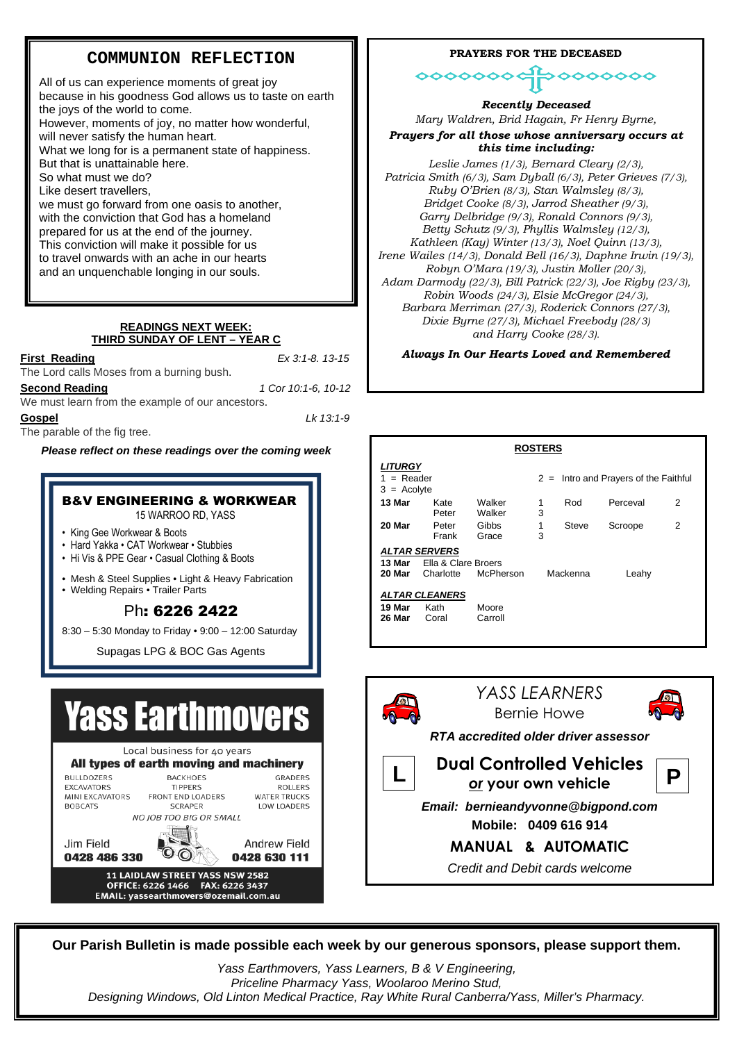## COMMUNION REFLECTION

All of us can experience moments of great joy
because in his goodness God allows us to taste on earth
the joys of the world to come.
However, moments of joy, no matter how wonderful,
will never satisfy the human heart.
What we long for is a permanent state of happiness.
But that is unattainable here.
So what must we do?
Like desert travellers,
we must go forward from one oasis to another,
with the conviction that God has a homeland
prepared for us at the end of the journey.
This conviction will make it possible for us
to travel onwards with an ache in our hearts
and an unquenchable longing in our souls.

### READINGS NEXT WEEK:
### THIRD SUNDAY OF LENT – YEAR C

**First Reading** *Ex 3:1-8. 13-15*
The Lord calls Moses from a burning bush.

**Second Reading** *1 Cor 10:1-6, 10-12*
We must learn from the example of our ancestors.

**Gospel** *Lk 13:1-9*
The parable of the fig tree.

***Please reflect on these readings over the coming week***

**B&V ENGINEERING & WORKWEAR**
15 WARROO RD, YASS

- King Gee Workwear & Boots
- Hard Yakka • CAT Workwear • Stubbies
- Hi Vis & PPE Gear • Casual Clothing & Boots
- Mesh & Steel Supplies • Light & Heavy Fabrication
- Welding Repairs • Trailer Parts

Ph**: 6226 2422**

8:30 – 5:30 Monday to Friday • 9:00 – 12:00 Saturday

Supagas LPG & BOC Gas Agents

**Yass Earthmovers**

Local business for 40 years
**All types of earth moving and machinery**

BULLDOZERS, EXCAVATORS, MINI EXCAVATORS, BOBCATS
BACKHOES, TIPPERS, FRONT END LOADERS, SCRAPER
GRADERS, ROLLERS, WATER TRUCKS, LOW LOADERS

*NO JOB TOO BIG OR SMALL*

Jim Field **0428 486 330**
Andrew Field **0428 630 111**

**11 LAIDLAW STREET YASS NSW 2582**
**OFFICE: 6226 1466 FAX: 6226 3437**
**EMAIL: yassearthmovers@ozemail.com.au**

### PRAYERS FOR THE DECEASED

***Recently Deceased***
*Mary Waldren, Brid Hagain, Fr Henry Byrne,*

***Prayers for all those whose anniversary occurs at this time including:***

*Leslie James (1/3), Bernard Cleary (2/3), Patricia Smith (6/3), Sam Dyball (6/3), Peter Grieves (7/3), Ruby O'Brien (8/3), Stan Walmsley (8/3), Bridget Cooke (8/3), Jarrod Sheather (9/3), Garry Delbridge (9/3), Ronald Connors (9/3), Betty Schutz (9/3), Phyllis Walmsley (12/3), Kathleen (Kay) Winter (13/3), Noel Quinn (13/3), Irene Wailes (14/3), Donald Bell (16/3), Daphne Irwin (19/3), Robyn O'Mara (19/3), Justin Moller (20/3), Adam Darmody (22/3), Bill Patrick (22/3), Joe Rigby (23/3), Robin Woods (24/3), Elsie McGregor (24/3), Barbara Merriman (27/3), Roderick Connors (27/3), Dixie Byrne (27/3), Michael Freebody (28/3) and Harry Cooke (28/3).*

***Always In Our Hearts Loved and Remembered***

### ROSTERS

***LITURGY***
1 = Reader 2 = Intro and Prayers of the Faithful
3 = Acolyte

| | | | | | | |
|---|---|---|---|---|---|---|
| **13 Mar** | Kate / Peter | Walker / Walker | 1 / 3 | Rod | Perceval | 2 |
| **20 Mar** | Peter / Frank | Gibbs / Grace | 1 / 3 | Steve | Scroope | 2 |

***ALTAR SERVERS***

| | | | | |
|---|---|---|---|---|
| **13 Mar** | Ella & Clare Broers | | | |
| **20 Mar** | Charlotte | McPherson | Mackenna | Leahy |

***ALTAR CLEANERS***

| | | |
|---|---|---|
| **19 Mar** | Kath | Moore |
| **26 Mar** | Coral | Carroll |

*YASS LEARNERS*
Bernie Howe

***RTA accredited older driver assessor***

L **Dual Controlled Vehicles** P
***or* your own vehicle**

***Email: bernieandyvonne@bigpond.com***
**Mobile: 0409 616 914**

**MANUAL & AUTOMATIC**

*Credit and Debit cards welcome*

**Our Parish Bulletin is made possible each week by our generous sponsors, please support them.**

*Yass Earthmovers, Yass Learners, B & V Engineering,*
*Priceline Pharmacy Yass, Woolaroo Merino Stud,*
*Designing Windows, Old Linton Medical Practice, Ray White Rural Canberra/Yass, Miller's Pharmacy.*